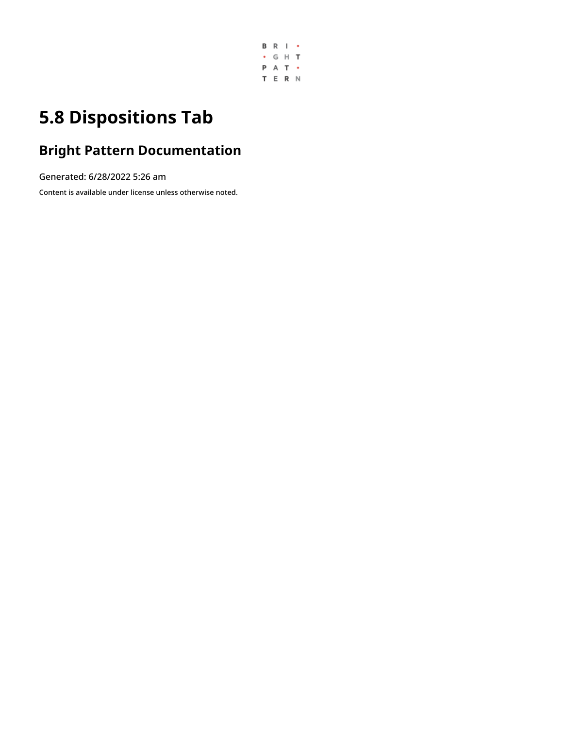# 5.8 Dispositions Tab

## Bright Pattern Documentation

Generated: 6/28/2022 5:26 am

Content is available under license unless otherwise noted.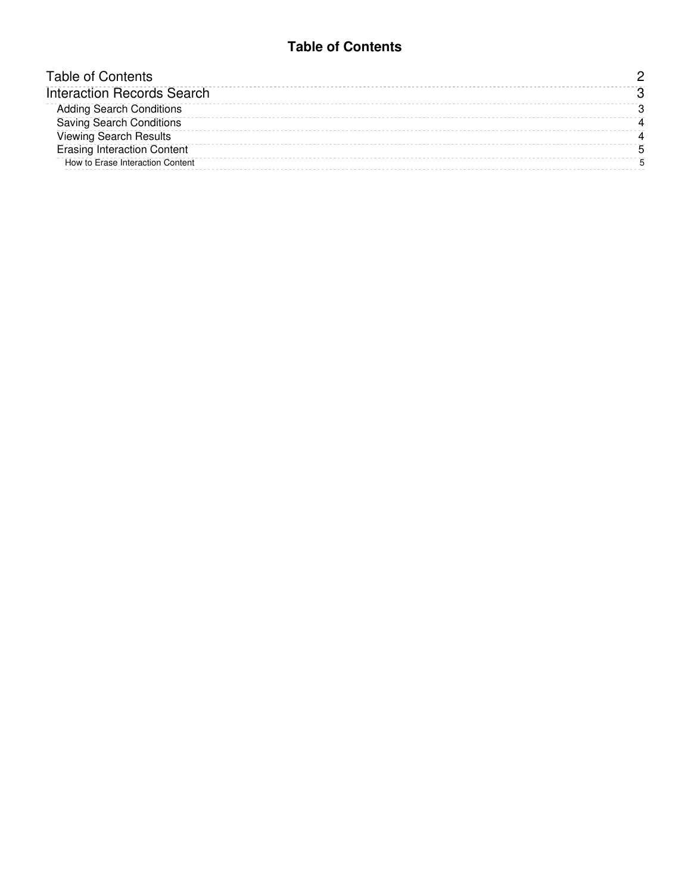# Table of Contents

- Table of Contents 2
- Interaction Records Search 3
  - Adding Search Conditions 3
  - Saving Search Conditions 4
  - Viewing Search Results 4
  - Erasing Interaction Content 5
    - How to Erase Interaction Content 5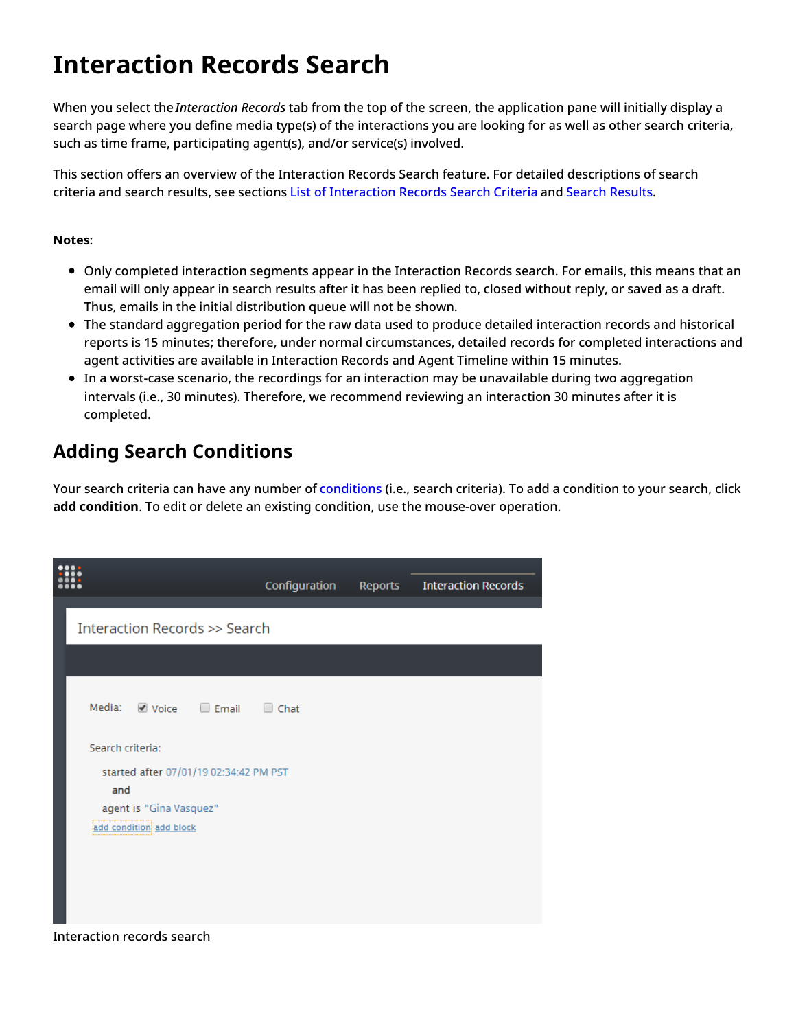# Interaction Records Search

When you select the *Interaction Records* tab from the top of the screen, the application pane will initially display a search page where you define media type(s) of the interactions you are looking for as well as other search criteria, such as time frame, participating agent(s), and/or service(s) involved.

This section offers an overview of the Interaction Records Search feature. For detailed descriptions of search criteria and search results, see sections List of Interaction Records Search Criteria and Search Results.

**Notes**:

- Only completed interaction segments appear in the Interaction Records search. For emails, this means that an email will only appear in search results after it has been replied to, closed without reply, or saved as a draft. Thus, emails in the initial distribution queue will not be shown.
- The standard aggregation period for the raw data used to produce detailed interaction records and historical reports is 15 minutes; therefore, under normal circumstances, detailed records for completed interactions and agent activities are available in Interaction Records and Agent Timeline within 15 minutes.
- In a worst-case scenario, the recordings for an interaction may be unavailable during two aggregation intervals (i.e., 30 minutes). Therefore, we recommend reviewing an interaction 30 minutes after it is completed.

## Adding Search Conditions

Your search criteria can have any number of conditions (i.e., search criteria). To add a condition to your search, click **add condition**. To edit or delete an existing condition, use the mouse-over operation.

Interaction records search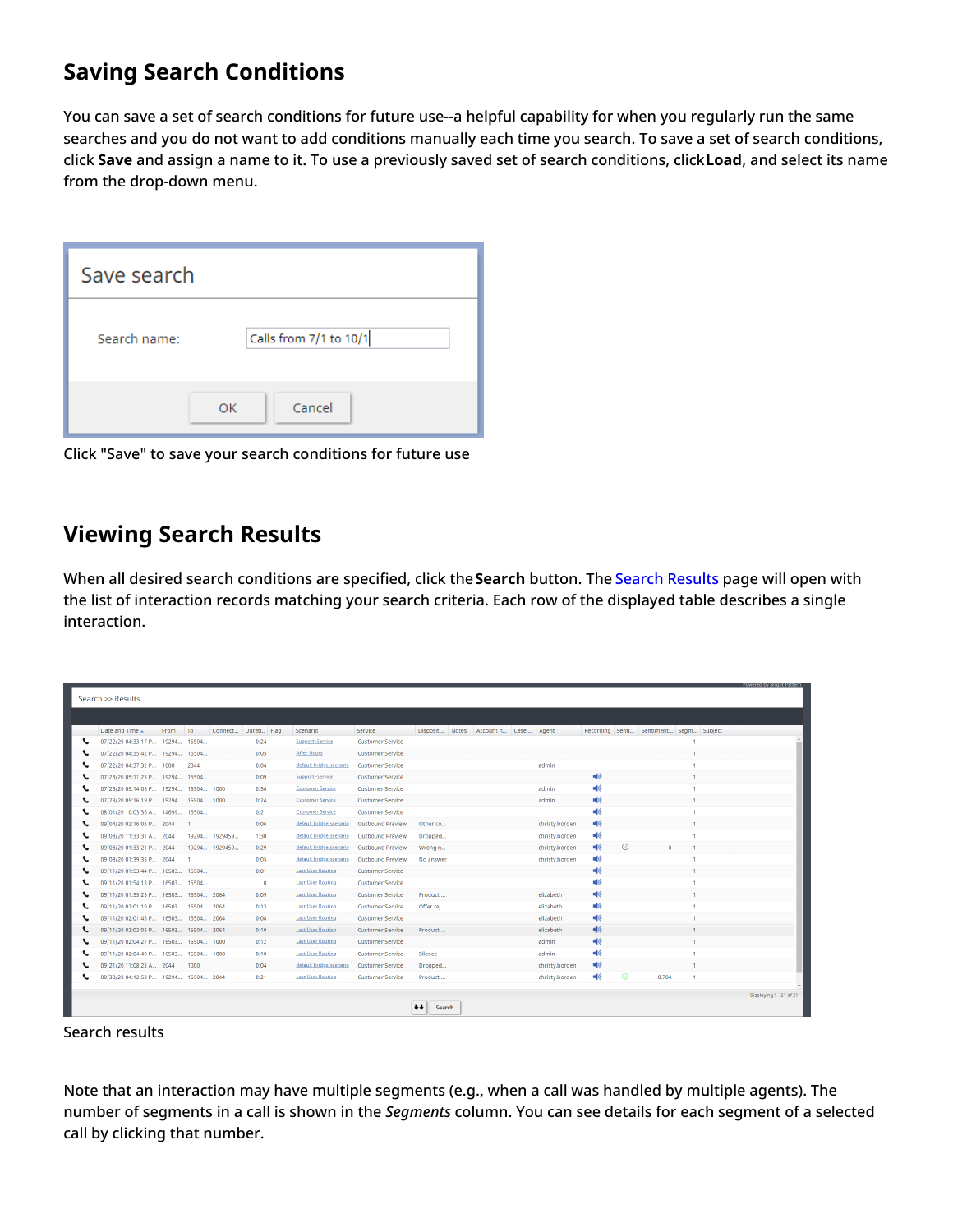## Saving Search Conditions

You can save a set of search conditions for future use--a helpful capability for when you regularly run the same searches and you do not want to add conditions manually each time you search. To save a set of search conditions, click **Save** and assign a name to it. To use a previously saved set of search conditions, click **Load**, and select its name from the drop-down menu.

Click "Save" to save your search conditions for future use

## Viewing Search Results

When all desired search conditions are specified, click the **Search** button. The Search Results page will open with the list of interaction records matching your search criteria. Each row of the displayed table describes a single interaction.

Search results

Note that an interaction may have multiple segments (e.g., when a call was handled by multiple agents). The number of segments in a call is shown in the *Segments* column. You can see details for each segment of a selected call by clicking that number.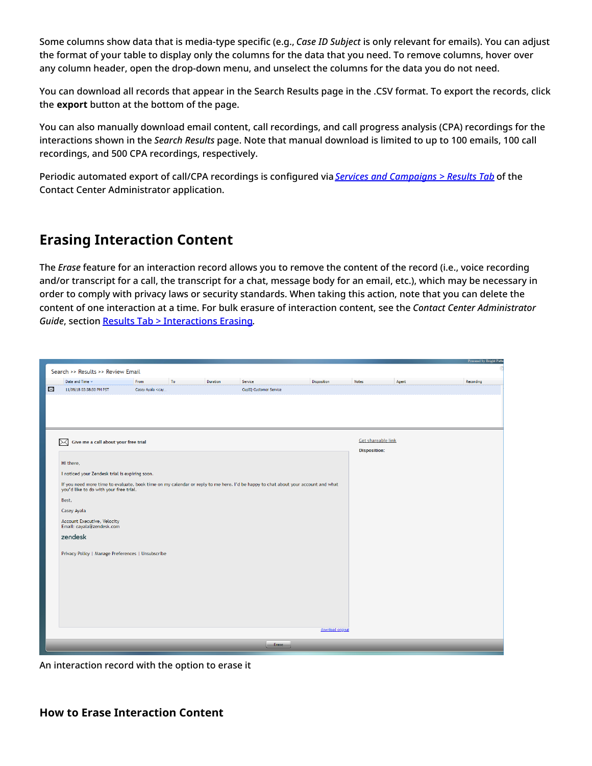Some columns show data that is media-type specific (e.g., *Case ID Subject* is only relevant for emails). You can adjust the format of your table to display only the columns for the data that you need. To remove columns, hover over any column header, open the drop-down menu, and unselect the columns for the data you do not need.

You can download all records that appear in the Search Results page in the .CSV format. To export the records, click the **export** button at the bottom of the page.

You can also manually download email content, call recordings, and call progress analysis (CPA) recordings for the interactions shown in the *Search Results* page. Note that manual download is limited to up to 100 emails, 100 call recordings, and 500 CPA recordings, respectively.

Periodic automated export of call/CPA recordings is configured via *Services and Campaigns > Results Tab* of the Contact Center Administrator application.

## Erasing Interaction Content

The *Erase* feature for an interaction record allows you to remove the content of the record (i.e., voice recording and/or transcript for a call, the transcript for a chat, message body for an email, etc.), which may be necessary in order to comply with privacy laws or security standards. When taking this action, note that you can delete the content of one interaction at a time. For bulk erasure of interaction content, see the *Contact Center Administrator Guide*, section Results Tab > Interactions Erasing.

An interaction record with the option to erase it

### How to Erase Interaction Content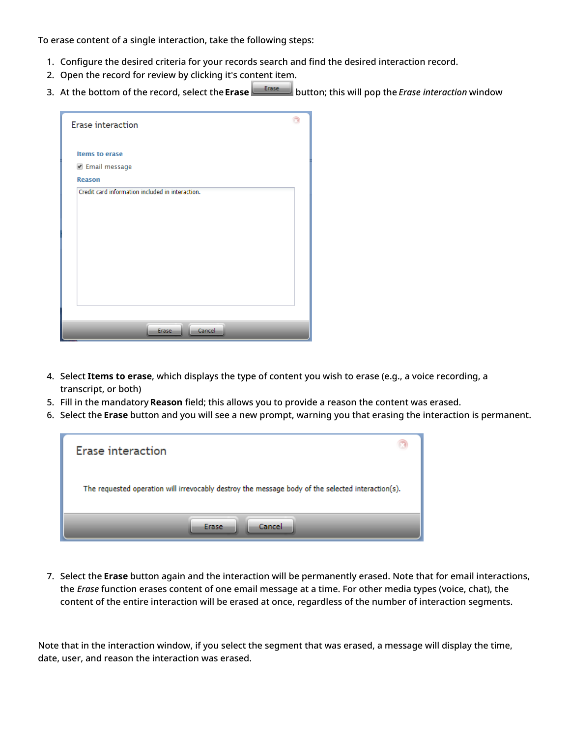To erase content of a single interaction, take the following steps:

1. Configure the desired criteria for your records search and find the desired interaction record.
2. Open the record for review by clicking it's content item.
3. At the bottom of the record, select the **Erase** button; this will pop the *Erase interaction* window
4. Select **Items to erase**, which displays the type of content you wish to erase (e.g., a voice recording, a transcript, or both)
5. Fill in the mandatory **Reason** field; this allows you to provide a reason the content was erased.
6. Select the **Erase** button and you will see a new prompt, warning you that erasing the interaction is permanent.
7. Select the **Erase** button again and the interaction will be permanently erased. Note that for email interactions, the *Erase* function erases content of one email message at a time. For other media types (voice, chat), the content of the entire interaction will be erased at once, regardless of the number of interaction segments.

Note that in the interaction window, if you select the segment that was erased, a message will display the time, date, user, and reason the interaction was erased.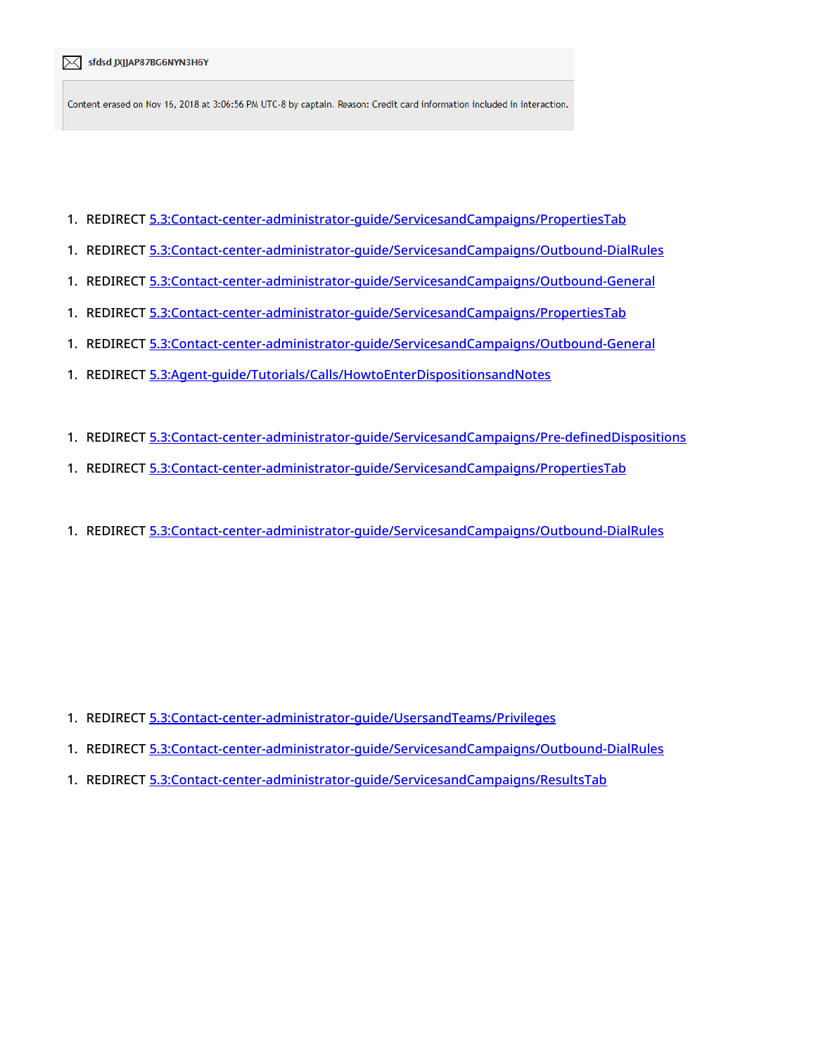sfdsd JXJJAP87BG6NYN3H6Y

Content erased on Nov 16, 2018 at 3:06:56 PM UTC-8 by captain. Reason: Credit card information included in interaction.

1. REDIRECT 5.3:Contact-center-administrator-guide/ServicesandCampaigns/PropertiesTab

1. REDIRECT 5.3:Contact-center-administrator-guide/ServicesandCampaigns/Outbound-DialRules

1. REDIRECT 5.3:Contact-center-administrator-guide/ServicesandCampaigns/Outbound-General

1. REDIRECT 5.3:Contact-center-administrator-guide/ServicesandCampaigns/PropertiesTab

1. REDIRECT 5.3:Contact-center-administrator-guide/ServicesandCampaigns/Outbound-General

1. REDIRECT 5.3:Agent-guide/Tutorials/Calls/HowtoEnterDispositionsandNotes

1. REDIRECT 5.3:Contact-center-administrator-guide/ServicesandCampaigns/Pre-definedDispositions

1. REDIRECT 5.3:Contact-center-administrator-guide/ServicesandCampaigns/PropertiesTab

1. REDIRECT 5.3:Contact-center-administrator-guide/ServicesandCampaigns/Outbound-DialRules

1. REDIRECT 5.3:Contact-center-administrator-guide/UsersandTeams/Privileges

1. REDIRECT 5.3:Contact-center-administrator-guide/ServicesandCampaigns/Outbound-DialRules

1. REDIRECT 5.3:Contact-center-administrator-guide/ServicesandCampaigns/ResultsTab